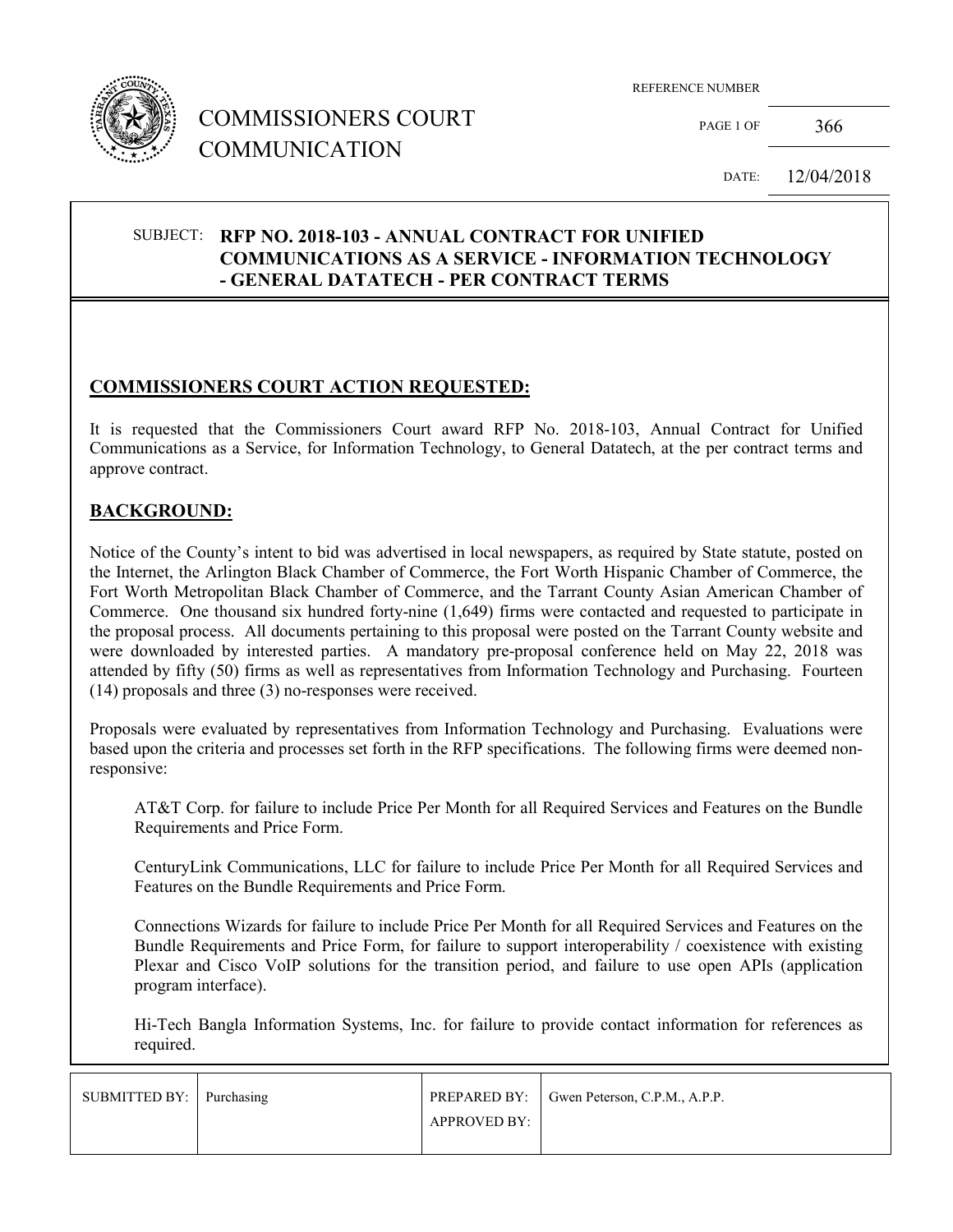# COMMISSIONERS COURT COMMUNICATION

REFERENCE NUMBER: 366

DATE: 12/04/2018

**SUBJECT: RFP NO. 2018-103 - ANNUAL CONTRACT FOR UNIFIED COMMUNICATIONS AS A SERVICE - INFORMATION TECHNOLOGY - GENERAL DATATECH - PER CONTRACT TERMS**

## COMMISSIONERS COURT ACTION REQUESTED:

It is requested that the Commissioners Court award RFP No. 2018-103, Annual Contract for Unified Communications as a Service, for Information Technology, to General Datatech, at the per contract terms and approve contract.

## BACKGROUND:

Notice of the County's intent to bid was advertised in local newspapers, as required by State statute, posted on the Internet, the Arlington Black Chamber of Commerce, the Fort Worth Hispanic Chamber of Commerce, the Fort Worth Metropolitan Black Chamber of Commerce, and the Tarrant County Asian American Chamber of Commerce. One thousand six hundred forty-nine (1,649) firms were contacted and requested to participate in the proposal process. All documents pertaining to this proposal were posted on the Tarrant County website and were downloaded by interested parties. A mandatory pre-proposal conference held on May 22, 2018 was attended by fifty (50) firms as well as representatives from Information Technology and Purchasing. Fourteen (14) proposals and three (3) no-responses were received.

Proposals were evaluated by representatives from Information Technology and Purchasing. Evaluations were based upon the criteria and processes set forth in the RFP specifications. The following firms were deemed non-responsive:

AT&T Corp. for failure to include Price Per Month for all Required Services and Features on the Bundle Requirements and Price Form.

CenturyLink Communications, LLC for failure to include Price Per Month for all Required Services and Features on the Bundle Requirements and Price Form.

Connections Wizards for failure to include Price Per Month for all Required Services and Features on the Bundle Requirements and Price Form, for failure to support interoperability / coexistence with existing Plexar and Cisco VoIP solutions for the transition period, and failure to use open APIs (application program interface).

Hi-Tech Bangla Information Systems, Inc. for failure to provide contact information for references as required.

| SUBMITTED BY: | Purchasing | PREPARED BY: | Gwen Peterson, C.P.M., A.P.P. |
|---|---|---|---|
| | | APPROVED BY: | |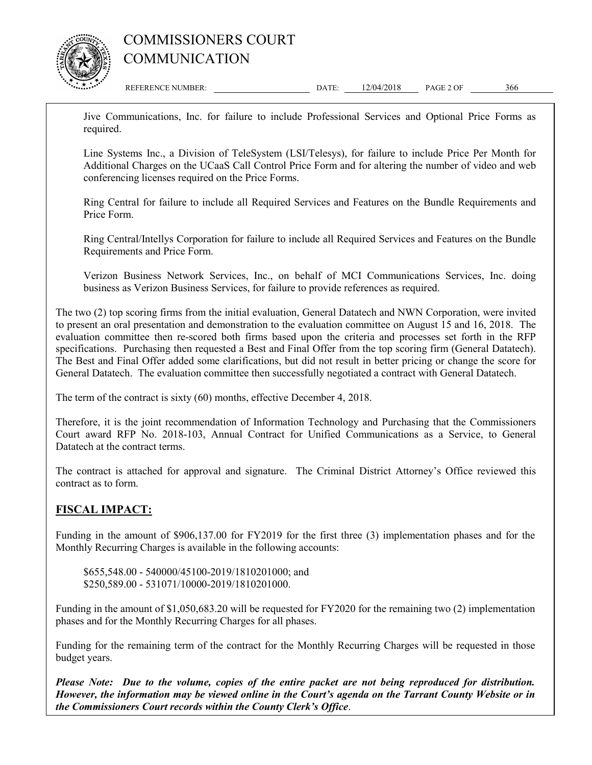Jive Communications, Inc. for failure to include Professional Services and Optional Price Forms as required.

Line Systems Inc., a Division of TeleSystem (LSI/Telesys), for failure to include Price Per Month for Additional Charges on the UCaaS Call Control Price Form and for altering the number of video and web conferencing licenses required on the Price Forms.

Ring Central for failure to include all Required Services and Features on the Bundle Requirements and Price Form.

Ring Central/Intellys Corporation for failure to include all Required Services and Features on the Bundle Requirements and Price Form.

Verizon Business Network Services, Inc., on behalf of MCI Communications Services, Inc. doing business as Verizon Business Services, for failure to provide references as required.

The two (2) top scoring firms from the initial evaluation, General Datatech and NWN Corporation, were invited to present an oral presentation and demonstration to the evaluation committee on August 15 and 16, 2018. The evaluation committee then re-scored both firms based upon the criteria and processes set forth in the RFP specifications. Purchasing then requested a Best and Final Offer from the top scoring firm (General Datatech). The Best and Final Offer added some clarifications, but did not result in better pricing or change the score for General Datatech. The evaluation committee then successfully negotiated a contract with General Datatech.

The term of the contract is sixty (60) months, effective December 4, 2018.

Therefore, it is the joint recommendation of Information Technology and Purchasing that the Commissioners Court award RFP No. 2018-103, Annual Contract for Unified Communications as a Service, to General Datatech at the contract terms.

The contract is attached for approval and signature. The Criminal District Attorney's Office reviewed this contract as to form.

## FISCAL IMPACT:

Funding in the amount of $906,137.00 for FY2019 for the first three (3) implementation phases and for the Monthly Recurring Charges is available in the following accounts:

$655,548.00 - 540000/45100-2019/1810201000; and
$250,589.00 - 531071/10000-2019/1810201000.

Funding in the amount of $1,050,683.20 will be requested for FY2020 for the remaining two (2) implementation phases and for the Monthly Recurring Charges for all phases.

Funding for the remaining term of the contract for the Monthly Recurring Charges will be requested in those budget years.

***Please Note: Due to the volume, copies of the entire packet are not being reproduced for distribution. However, the information may be viewed online in the Court's agenda on the Tarrant County Website or in the Commissioners Court records within the County Clerk's Office.***